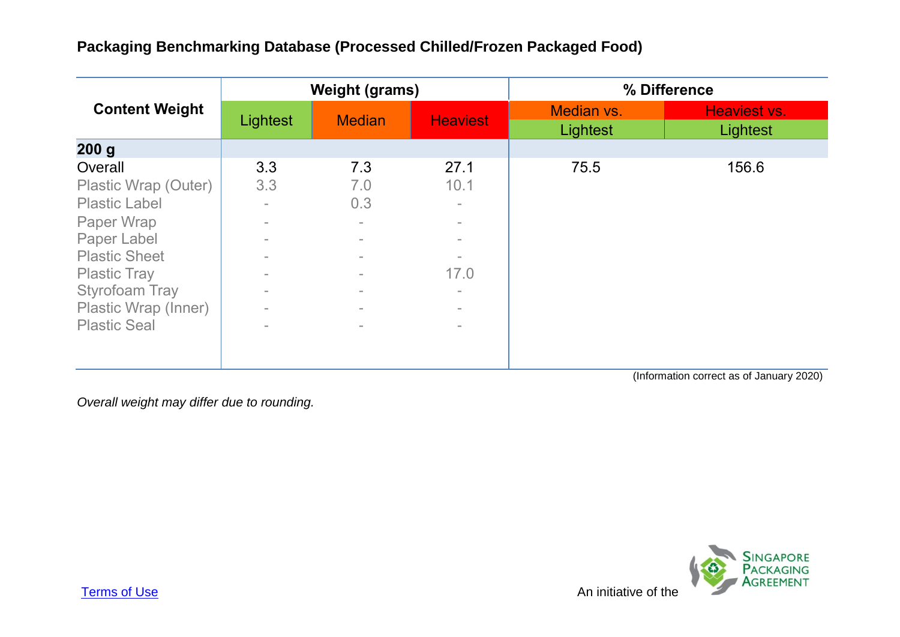## Packaging Benchmarking Database (Processed Chilled/Frozen Packaged Food)

| Content Weight | Weight (grams) | | | % Difference | |
|---|---|---|---|---|---|
| | Lightest | Median | Heaviest | Median vs. Lightest | Heaviest vs. Lightest |
| **200 g** | | | | | |
| Overall | 3.3 | 7.3 | 27.1 | 75.5 | 156.6 |
| Plastic Wrap (Outer) | 3.3 | 7.0 | 10.1 | | |
| Plastic Label | - | 0.3 | - | | |
| Paper Wrap | - | - | - | | |
| Paper Label | - | - | - | | |
| Plastic Sheet | - | - | - | | |
| Plastic Tray | - | - | 17.0 | | |
| Styrofoam Tray | - | - | - | | |
| Plastic Wrap (Inner) | - | - | - | | |
| Plastic Seal | - | - | - | | |

(Information correct as of January 2020)

*Overall weight may differ due to rounding.*

Terms of Use

An initiative of the Singapore Packaging Agreement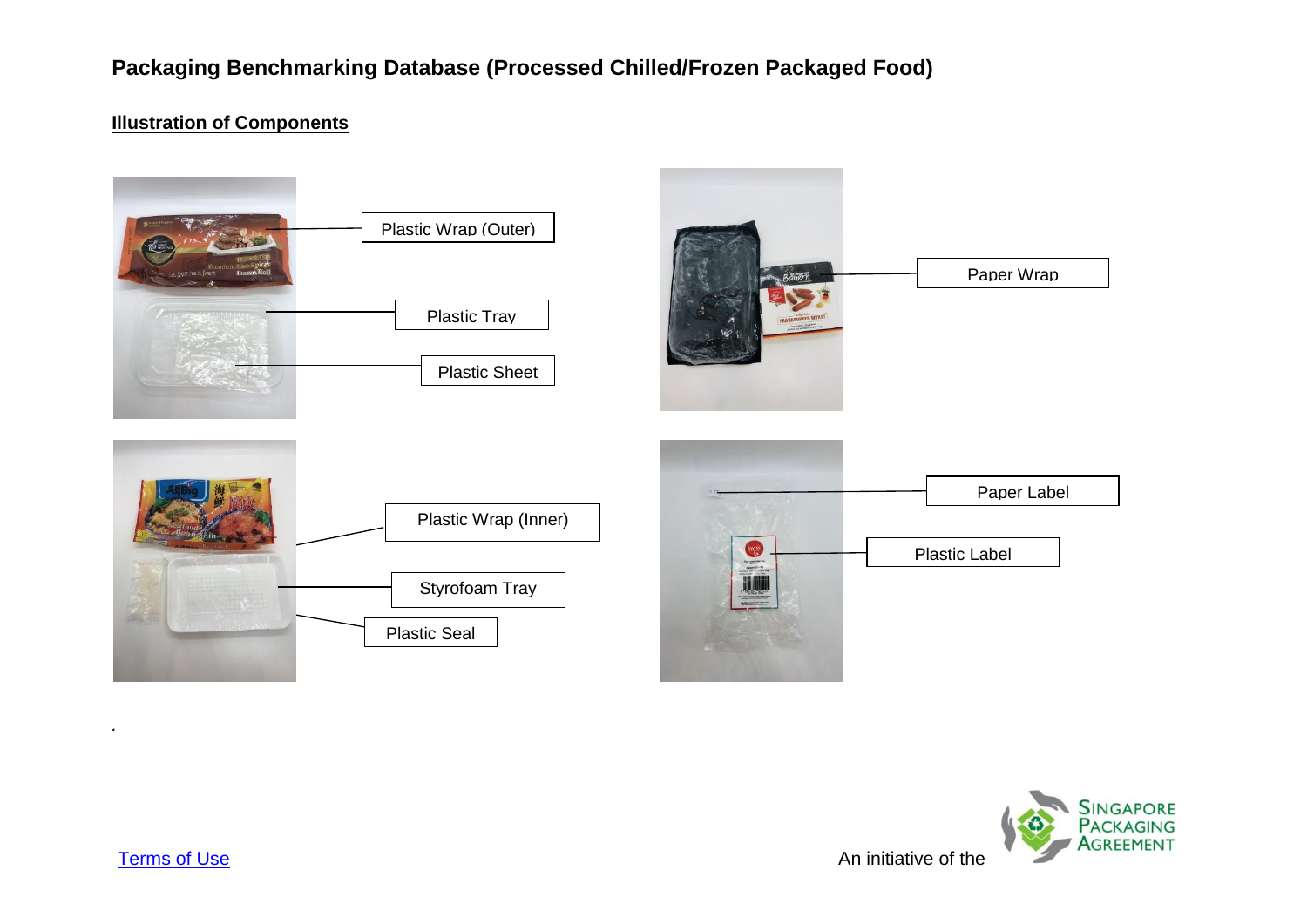# Packaging Benchmarking Database (Processed Chilled/Frozen Packaged Food)

## Illustration of Components

Plastic Wrap (Outer)

Plastic Tray

Plastic Sheet

Paper Wrap

Plastic Wrap (Inner)

Styrofoam Tray

Plastic Seal

Paper Label

Plastic Label

.

Terms of Use

An initiative of the Singapore Packaging Agreement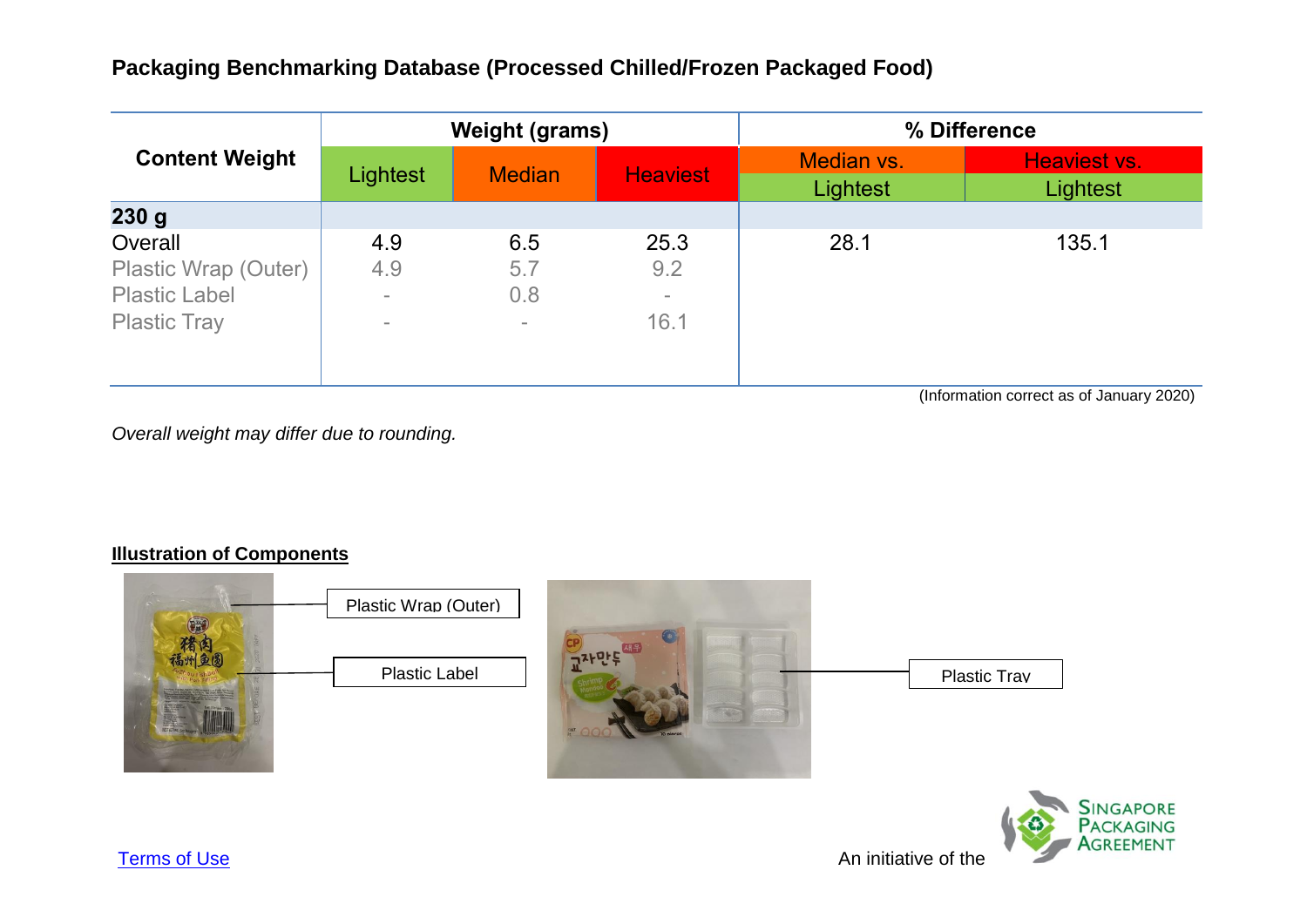## Packaging Benchmarking Database (Processed Chilled/Frozen Packaged Food)

| Content Weight | Weight (grams) | | | % Difference | |
|---|---|---|---|---|---|
| | Lightest | Median | Heaviest | Median vs. Lightest | Heaviest vs. Lightest |
| **230 g** | | | | | |
| Overall | 4.9 | 6.5 | 25.3 | 28.1 | 135.1 |
| Plastic Wrap (Outer) | 4.9 | 5.7 | 9.2 | | |
| Plastic Label | - | 0.8 | - | | |
| Plastic Tray | - | - | 16.1 | | |

(Information correct as of January 2020)

*Overall weight may differ due to rounding.*

**Illustration of Components**

Plastic Wrap (Outer)

Plastic Label

Plastic Tray

Terms of Use

An initiative of the Singapore Packaging Agreement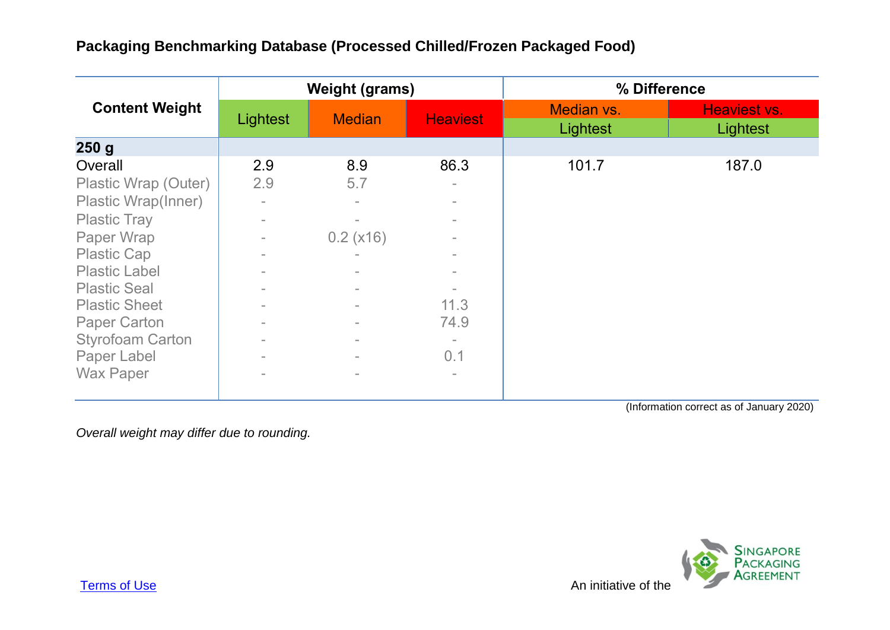## Packaging Benchmarking Database (Processed Chilled/Frozen Packaged Food)

| Content Weight | Weight (grams) | | | % Difference | |
|---|---|---|---|---|---|
| | Lightest | Median | Heaviest | Median vs. Lightest | Heaviest vs. Lightest |
| **250 g** | | | | | |
| Overall | 2.9 | 8.9 | 86.3 | 101.7 | 187.0 |
| Plastic Wrap (Outer) | 2.9 | 5.7 | - | | |
| Plastic Wrap(Inner) | - | - | - | | |
| Plastic Tray | - | - | - | | |
| Paper Wrap | - | 0.2 (x16) | - | | |
| Plastic Cap | - | - | - | | |
| Plastic Label | - | - | - | | |
| Plastic Seal | - | - | - | | |
| Plastic Sheet | - | - | 11.3 | | |
| Paper Carton | - | - | 74.9 | | |
| Styrofoam Carton | - | - | - | | |
| Paper Label | - | - | 0.1 | | |
| Wax Paper | - | - | - | | |

(Information correct as of January 2020)

*Overall weight may differ due to rounding.*

Terms of Use

An initiative of the Singapore Packaging Agreement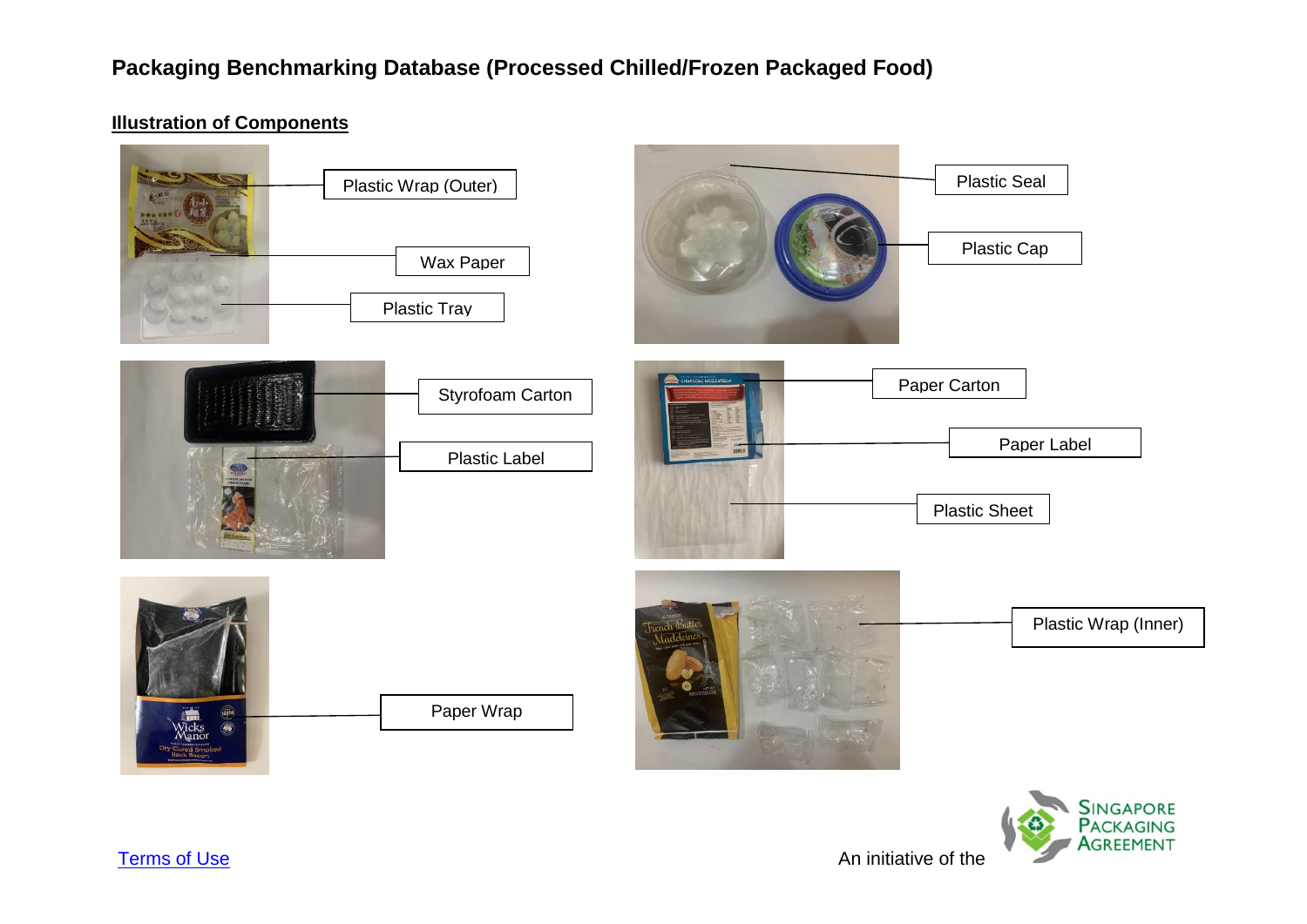# Packaging Benchmarking Database (Processed Chilled/Frozen Packaged Food)

## Illustration of Components

Plastic Wrap (Outer)

Wax Paper

Plastic Tray

Plastic Seal

Plastic Cap

Styrofoam Carton

Plastic Label

Paper Carton

Paper Label

Plastic Sheet

Paper Wrap

Plastic Wrap (Inner)

Terms of Use

An initiative of the Singapore Packaging Agreement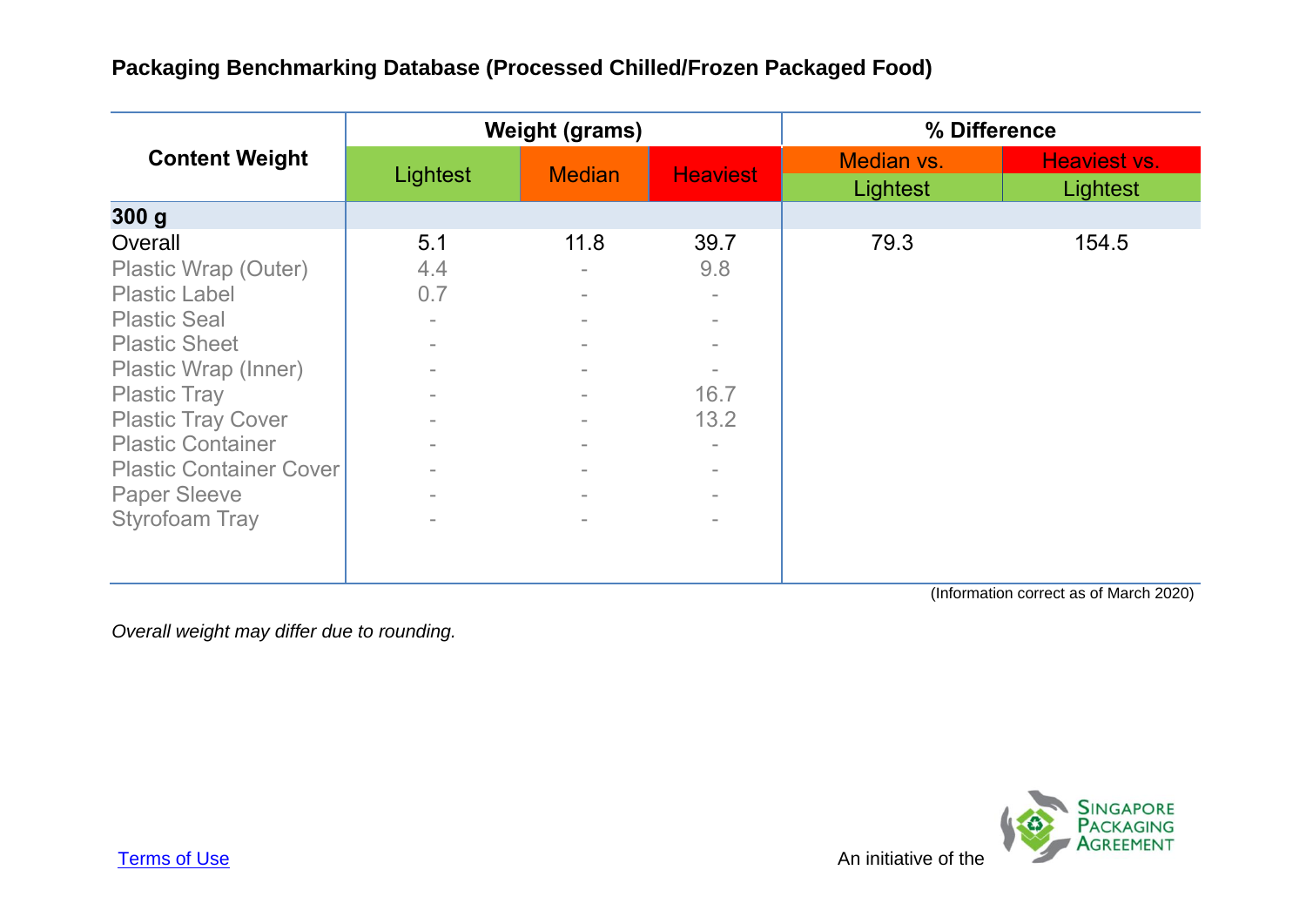**Packaging Benchmarking Database (Processed Chilled/Frozen Packaged Food)**

| Content Weight | Weight (grams) | | | % Difference | |
|---|---|---|---|---|---|
| | Lightest | Median | Heaviest | Median vs. Lightest | Heaviest vs. Lightest |
| **300 g** | | | | | |
| Overall | 5.1 | 11.8 | 39.7 | 79.3 | 154.5 |
| Plastic Wrap (Outer) | 4.4 | - | 9.8 | | |
| Plastic Label | 0.7 | - | - | | |
| Plastic Seal | - | - | - | | |
| Plastic Sheet | - | - | - | | |
| Plastic Wrap (Inner) | - | - | - | | |
| Plastic Tray | - | - | 16.7 | | |
| Plastic Tray Cover | - | - | 13.2 | | |
| Plastic Container | - | - | - | | |
| Plastic Container Cover | - | - | - | | |
| Paper Sleeve | - | - | - | | |
| Styrofoam Tray | - | - | - | | |

(Information correct as of March 2020)

*Overall weight may differ due to rounding.*

Terms of Use

An initiative of the Singapore Packaging Agreement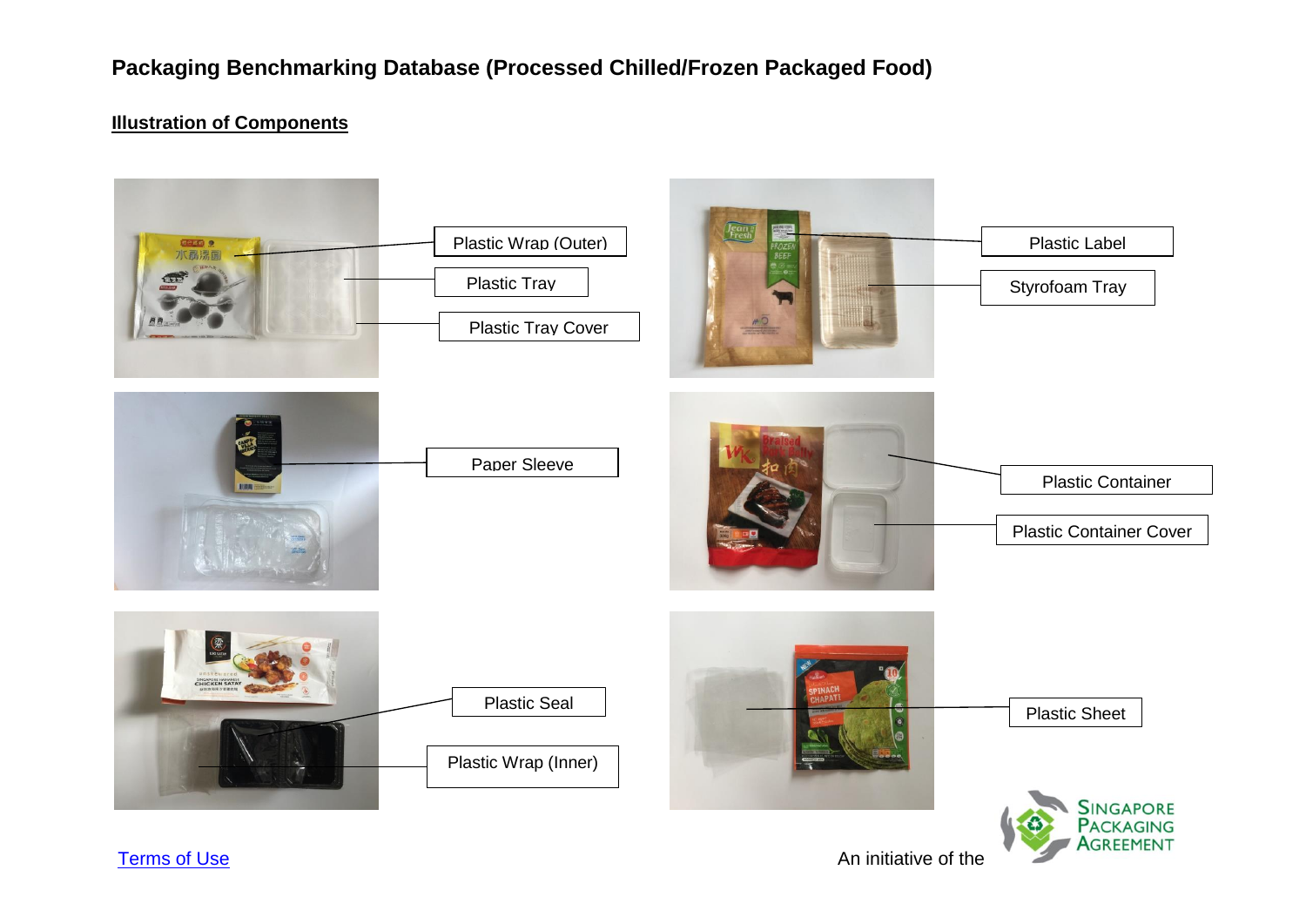# Packaging Benchmarking Database (Processed Chilled/Frozen Packaged Food)

## Illustration of Components

Plastic Wrap (Outer)

Plastic Tray

Plastic Tray Cover

Plastic Label

Styrofoam Tray

Paper Sleeve

Plastic Container

Plastic Container Cover

Plastic Seal

Plastic Wrap (Inner)

Plastic Sheet

Terms of Use

An initiative of the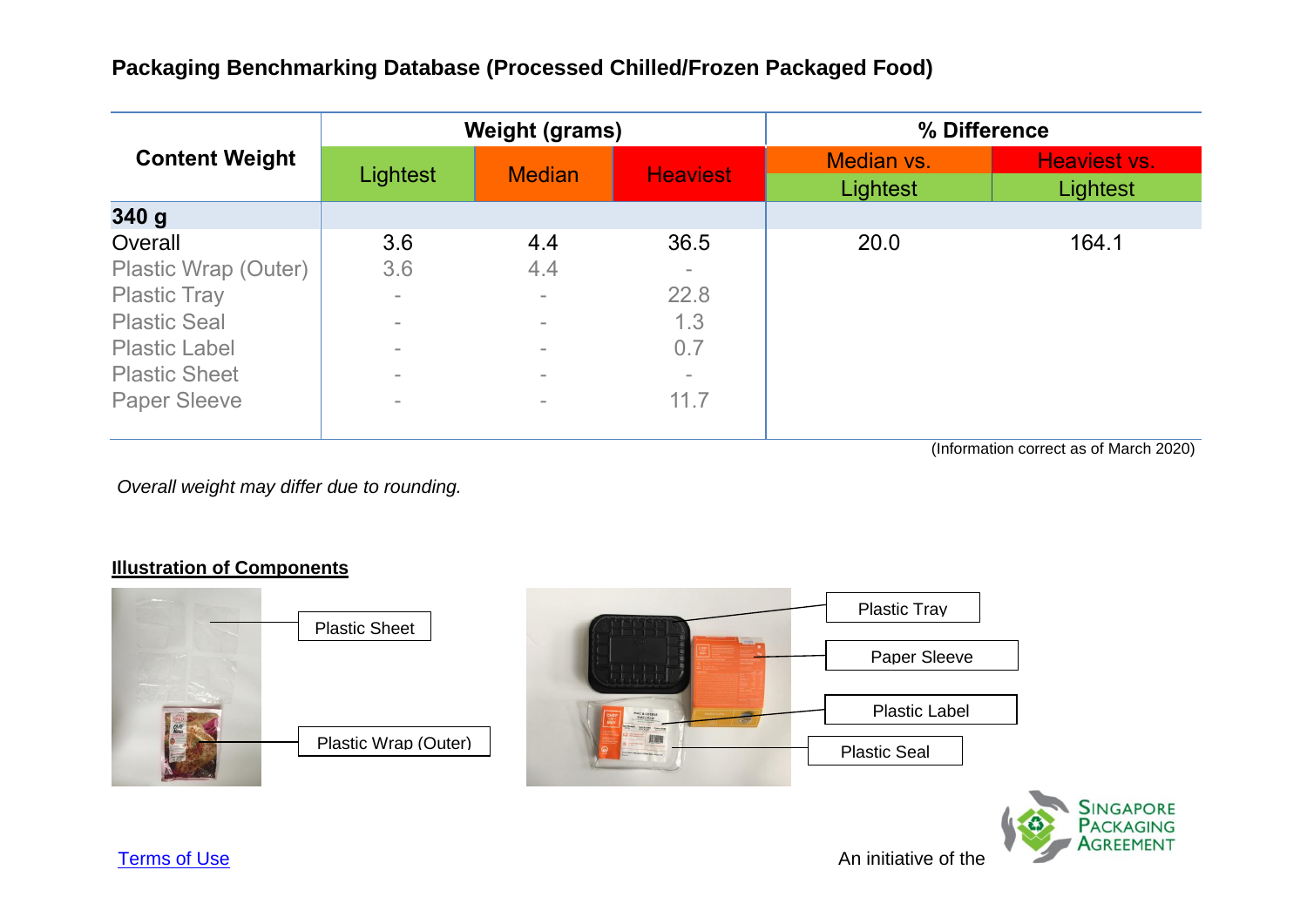## Packaging Benchmarking Database (Processed Chilled/Frozen Packaged Food)

| Content Weight | Weight (grams) | | | % Difference | |
|---|---|---|---|---|---|
| | Lightest | Median | Heaviest | Median vs. Lightest | Heaviest vs. Lightest |
| **340 g** | | | | | |
| Overall | 3.6 | 4.4 | 36.5 | 20.0 | 164.1 |
| Plastic Wrap (Outer) | 3.6 | 4.4 | - | | |
| Plastic Tray | - | - | 22.8 | | |
| Plastic Seal | - | - | 1.3 | | |
| Plastic Label | - | - | 0.7 | | |
| Plastic Sheet | - | - | - | | |
| Paper Sleeve | - | - | 11.7 | | |

(Information correct as of March 2020)

*Overall weight may differ due to rounding.*

**Illustration of Components**

Plastic Sheet

Plastic Wrap (Outer)

Plastic Tray

Paper Sleeve

Plastic Label

Plastic Seal

Terms of Use

An initiative of the Singapore Packaging Agreement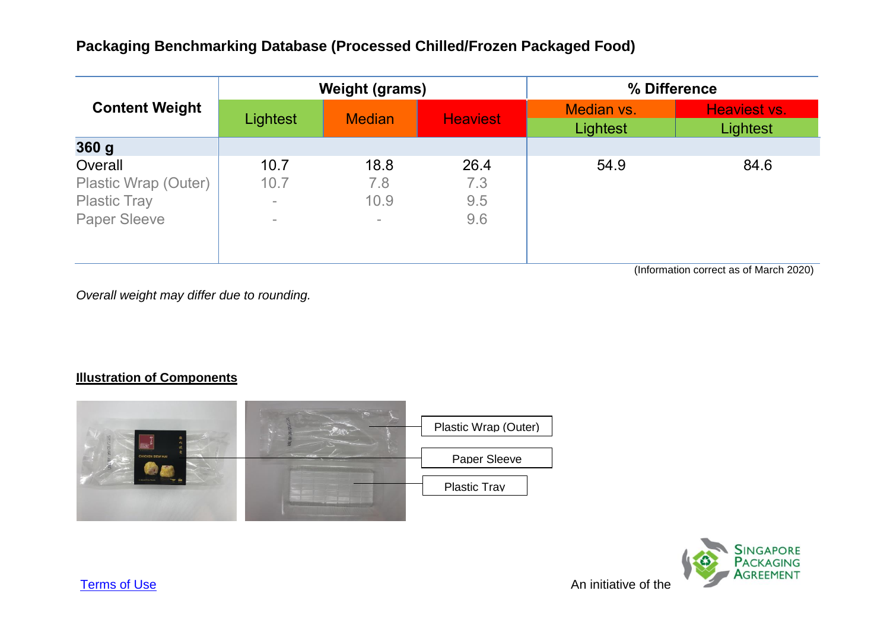## Packaging Benchmarking Database (Processed Chilled/Frozen Packaged Food)

| Content Weight | Weight (grams) | | | % Difference | |
|---|---|---|---|---|---|
| | Lightest | Median | Heaviest | Median vs. Lightest | Heaviest vs. Lightest |
| **360 g** | | | | | |
| Overall | 10.7 | 18.8 | 26.4 | 54.9 | 84.6 |
| Plastic Wrap (Outer) | 10.7 | 7.8 | 7.3 | | |
| Plastic Tray | - | 10.9 | 9.5 | | |
| Paper Sleeve | - | - | 9.6 | | |

(Information correct as of March 2020)

*Overall weight may differ due to rounding.*

**Illustration of Components**

Plastic Wrap (Outer)

Paper Sleeve

Plastic Tray

Terms of Use

An initiative of the Singapore Packaging Agreement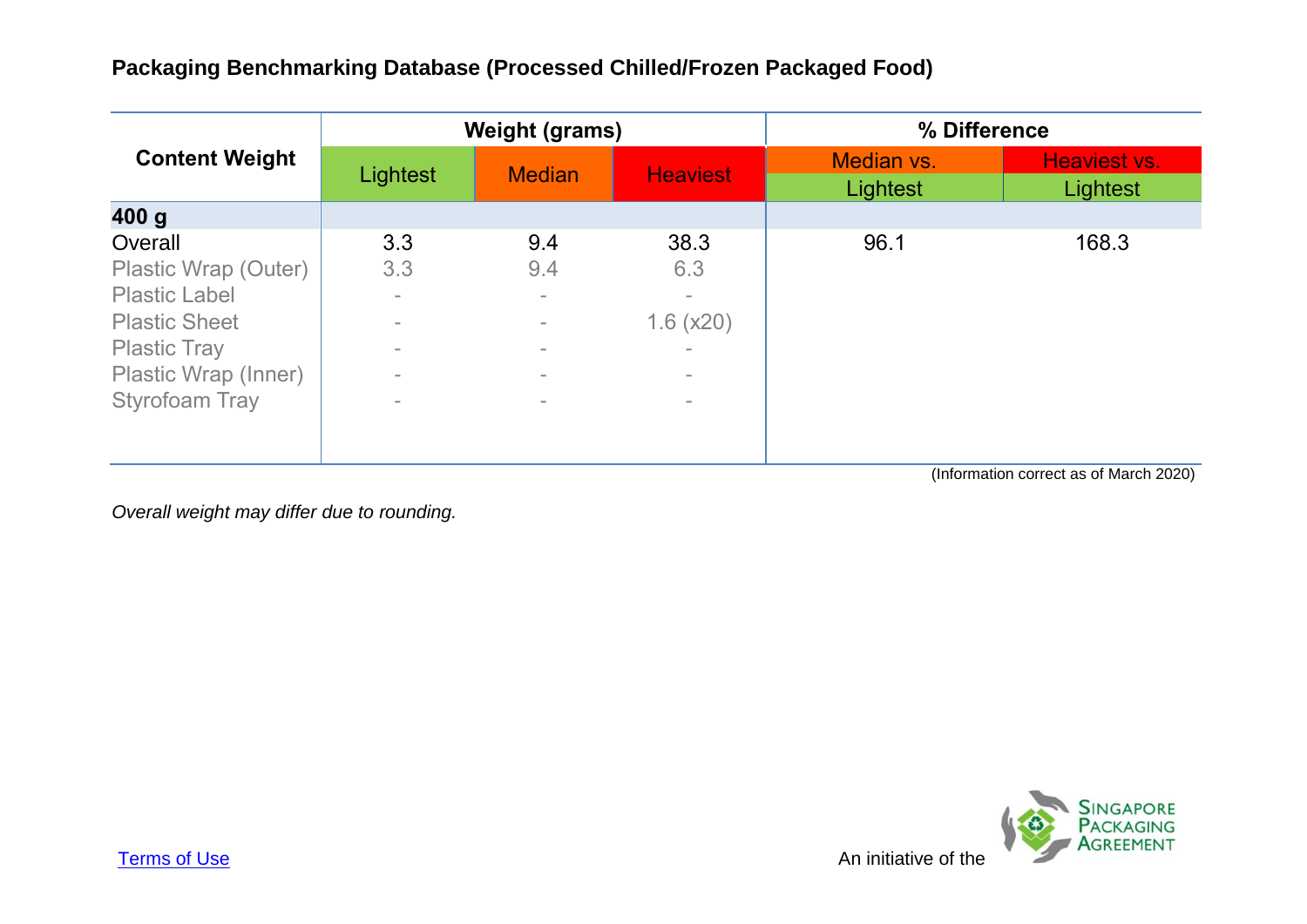## Packaging Benchmarking Database (Processed Chilled/Frozen Packaged Food)

| Content Weight | Weight (grams) | | | % Difference | |
|---|---|---|---|---|---|
| | Lightest | Median | Heaviest | Median vs. Lightest | Heaviest vs. Lightest |
| **400 g** | | | | | |
| Overall | 3.3 | 9.4 | 38.3 | 96.1 | 168.3 |
| Plastic Wrap (Outer) | 3.3 | 9.4 | 6.3 | | |
| Plastic Label | - | - | - | | |
| Plastic Sheet | - | - | 1.6 (x20) | | |
| Plastic Tray | - | - | - | | |
| Plastic Wrap (Inner) | - | - | - | | |
| Styrofoam Tray | - | - | - | | |

(Information correct as of March 2020)

*Overall weight may differ due to rounding.*

Terms of Use

An initiative of the Singapore Packaging Agreement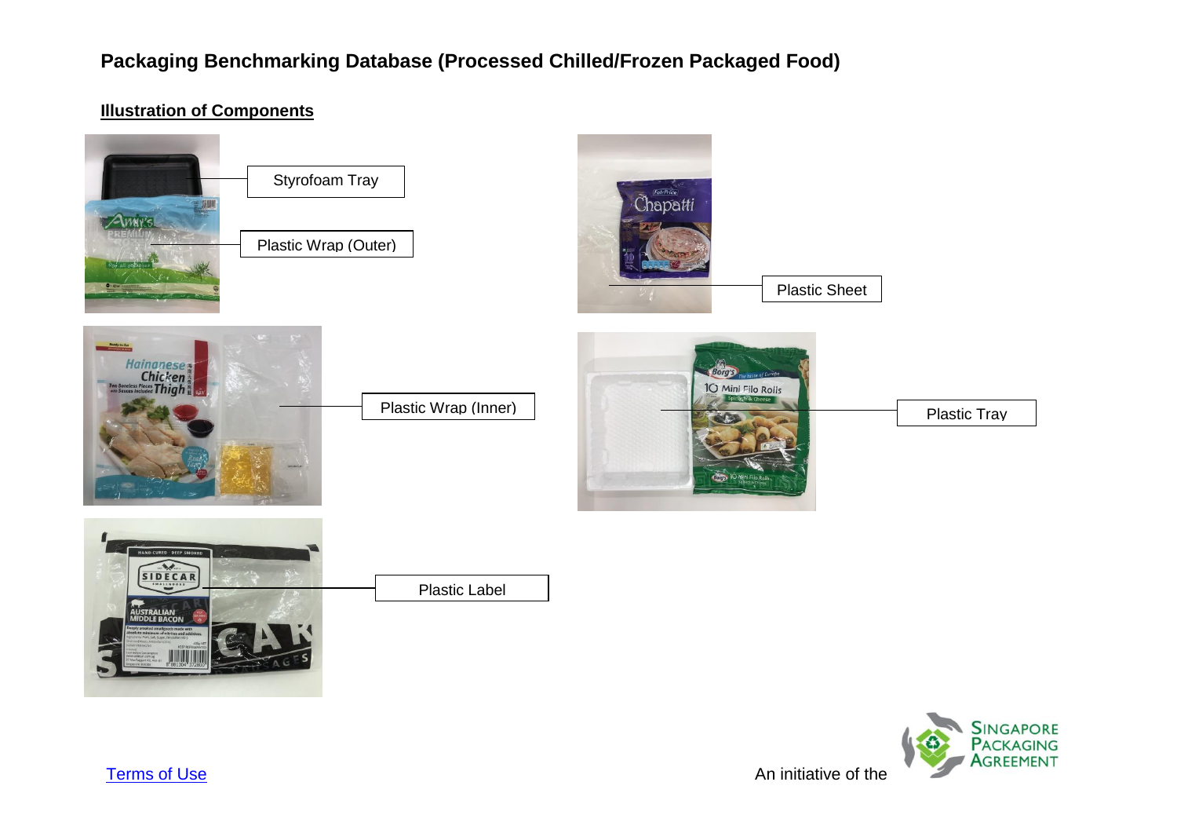# Packaging Benchmarking Database (Processed Chilled/Frozen Packaged Food)

## Illustration of Components

Styrofoam Tray

Plastic Wrap (Outer)

Plastic Sheet

Plastic Wrap (Inner)

Plastic Tray

Plastic Label

Terms of Use

An initiative of the Singapore Packaging Agreement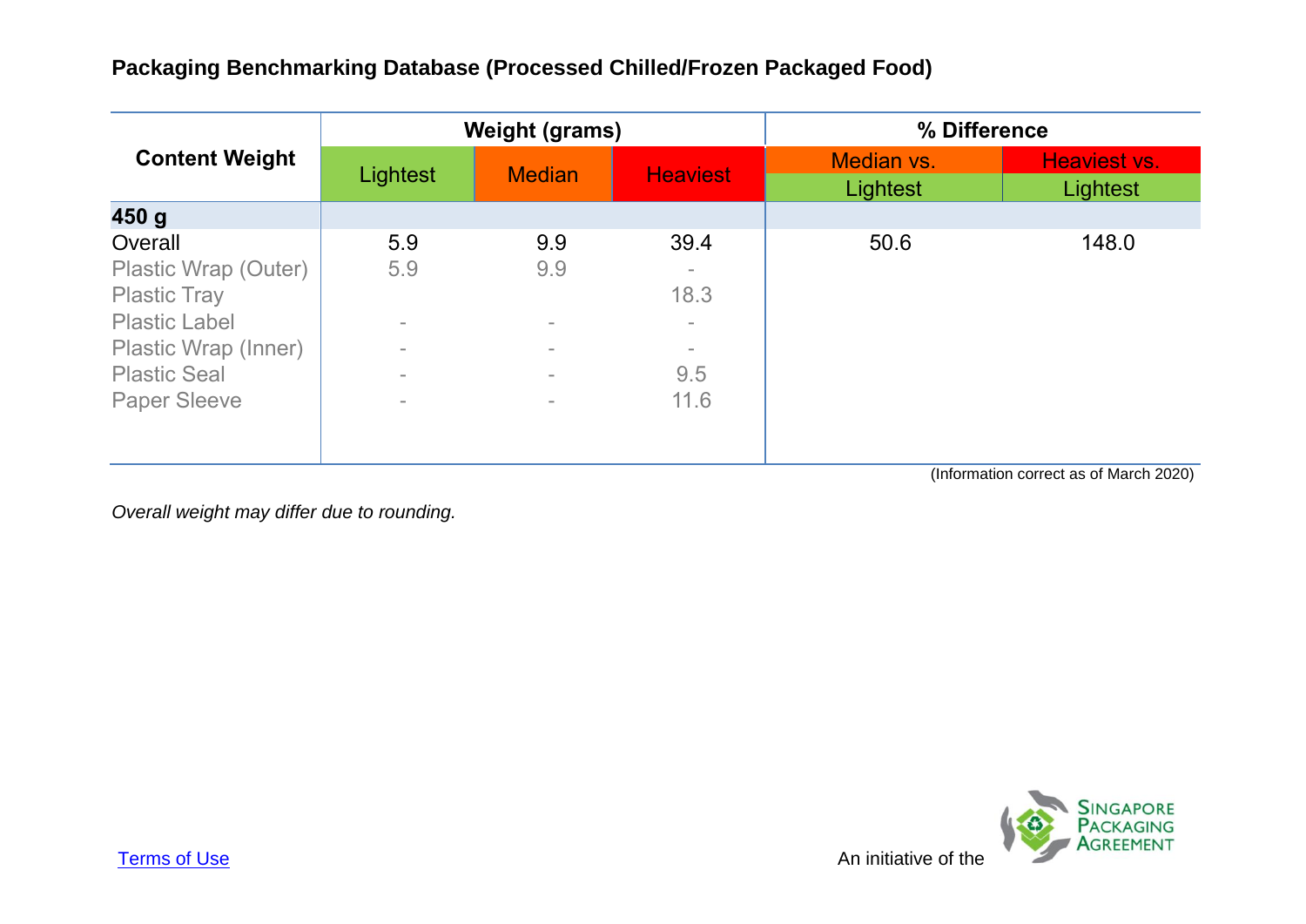## Packaging Benchmarking Database (Processed Chilled/Frozen Packaged Food)

| Content Weight | Weight (grams) | | | % Difference | |
|---|---|---|---|---|---|
| | Lightest | Median | Heaviest | Median vs. Lightest | Heaviest vs. Lightest |
| **450 g** | | | | | |
| Overall | 5.9 | 9.9 | 39.4 | 50.6 | 148.0 |
| Plastic Wrap (Outer) | 5.9 | 9.9 | - | | |
| Plastic Tray | | | 18.3 | | |
| Plastic Label | - | - | - | | |
| Plastic Wrap (Inner) | - | - | - | | |
| Plastic Seal | - | - | 9.5 | | |
| Paper Sleeve | - | - | 11.6 | | |

(Information correct as of March 2020)

*Overall weight may differ due to rounding.*

Terms of Use

An initiative of the Singapore Packaging Agreement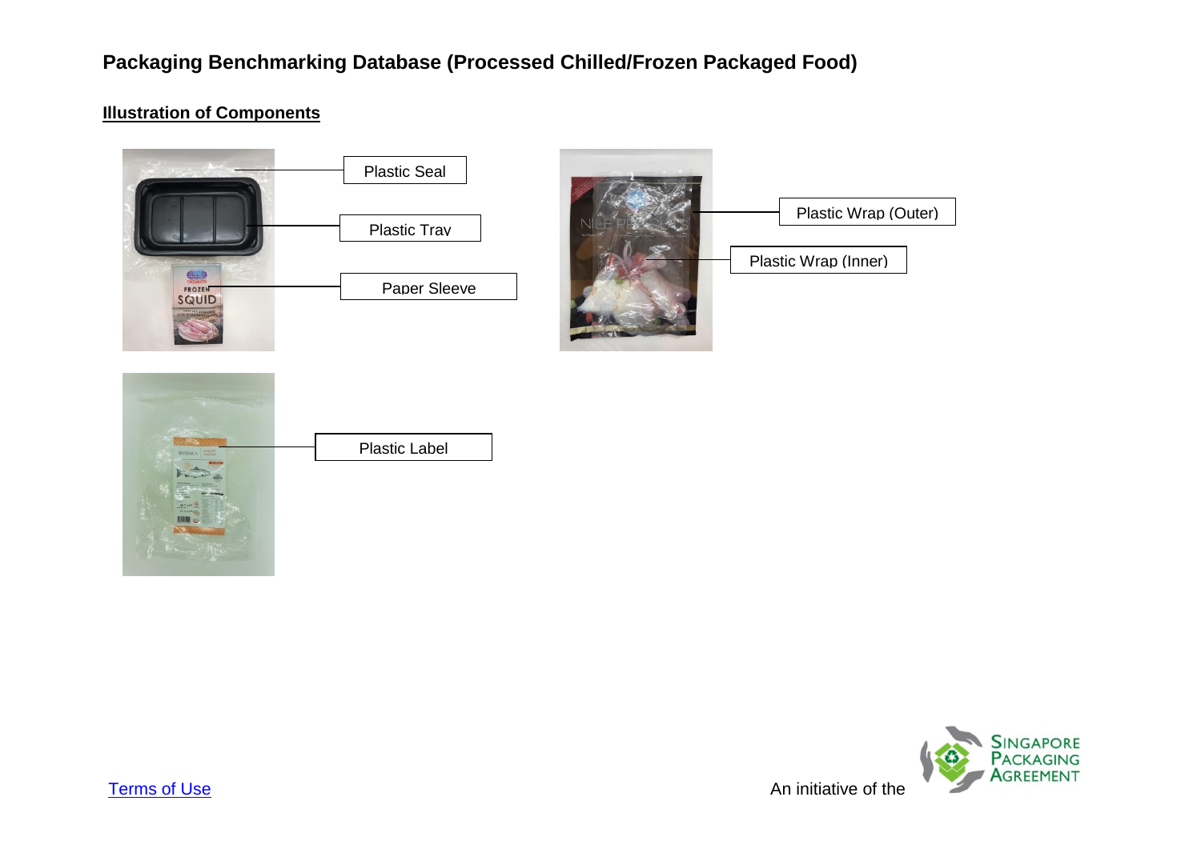# Packaging Benchmarking Database (Processed Chilled/Frozen Packaged Food)

**Illustration of Components**

Plastic Seal

Plastic Tray

Paper Sleeve

Plastic Wrap (Outer)

Plastic Wrap (Inner)

Plastic Label

Terms of Use

An initiative of the Singapore Packaging Agreement